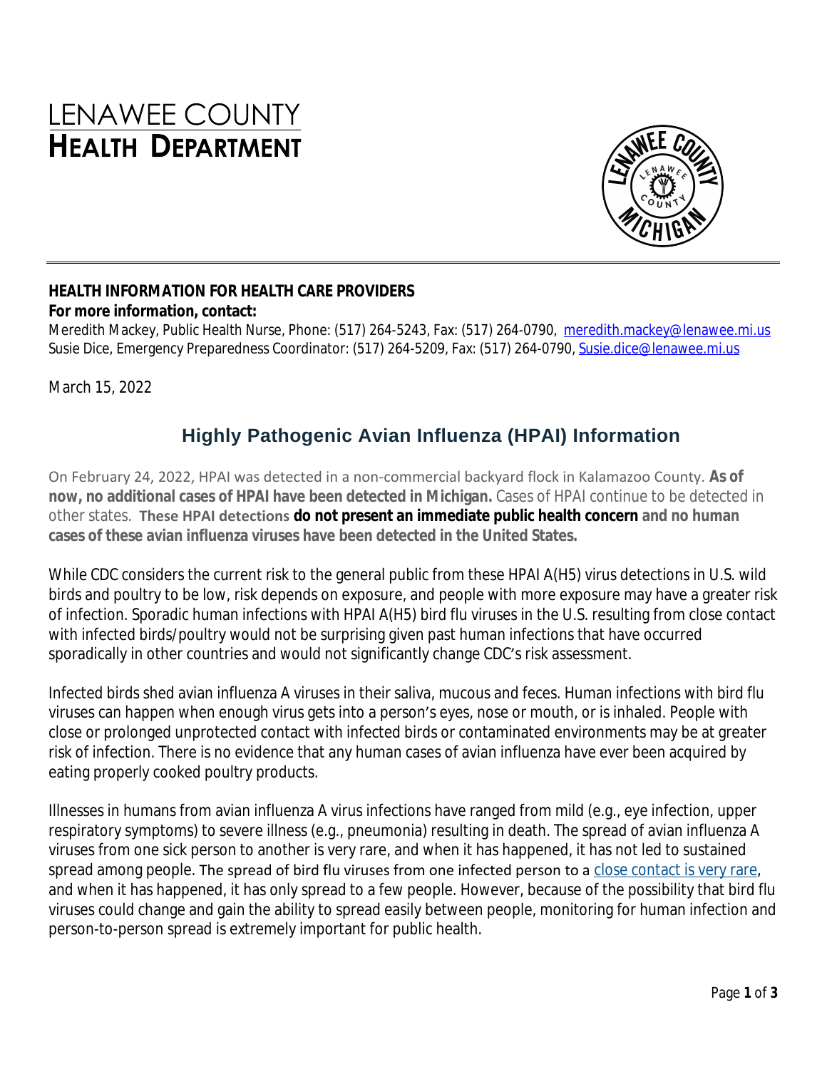# LENAWEE COUNTY
# HEALTH DEPARTMENT

**HEALTH INFORMATION FOR HEALTH CARE PROVIDERS**

**For more information, contact:**

Meredith Mackey, Public Health Nurse, Phone: (517) 264-5243, Fax: (517) 264-0790, [meredith.mackey@lenawee.mi.us](mailto:meredith.mackey@lenawee.mi.us)
Susie Dice, Emergency Preparedness Coordinator: (517) 264-5209, Fax: (517) 264-0790, [Susie.dice@lenawee.mi.us](mailto:Susie.dice@lenawee.mi.us)

March 15, 2022

## Highly Pathogenic Avian Influenza (HPAI) Information

On February 24, 2022, HPAI was detected in a non-commercial backyard flock in Kalamazoo County. **As of now, no additional cases of HPAI have been detected in Michigan.** Cases of HPAI continue to be detected in other states. **These HPAI detections do not present an immediate public health concern and no human cases of these avian influenza viruses have been detected in the United States.**

While CDC considers the current risk to the general public from these HPAI A(H5) virus detections in U.S. wild birds and poultry to be low, risk depends on exposure, and people with more exposure may have a greater risk of infection. Sporadic human infections with HPAI A(H5) bird flu viruses in the U.S. resulting from close contact with infected birds/poultry would not be surprising given past human infections that have occurred sporadically in other countries and would not significantly change CDC's risk assessment.

Infected birds shed avian influenza A viruses in their saliva, mucous and feces. Human infections with bird flu viruses can happen when enough virus gets into a person's eyes, nose or mouth, or is inhaled. People with close or prolonged unprotected contact with infected birds or contaminated environments may be at greater risk of infection. There is no evidence that any human cases of avian influenza have ever been acquired by eating properly cooked poultry products.

Illnesses in humans from avian influenza A virus infections have ranged from mild (e.g., eye infection, upper respiratory symptoms) to severe illness (e.g., pneumonia) resulting in death. The spread of avian influenza A viruses from one sick person to another is very rare, and when it has happened, it has not led to sustained spread among people. The spread of bird flu viruses from one infected person to a close contact is very rare, and when it has happened, it has only spread to a few people. However, because of the possibility that bird flu viruses could change and gain the ability to spread easily between people, monitoring for human infection and person-to-person spread is extremely important for public health.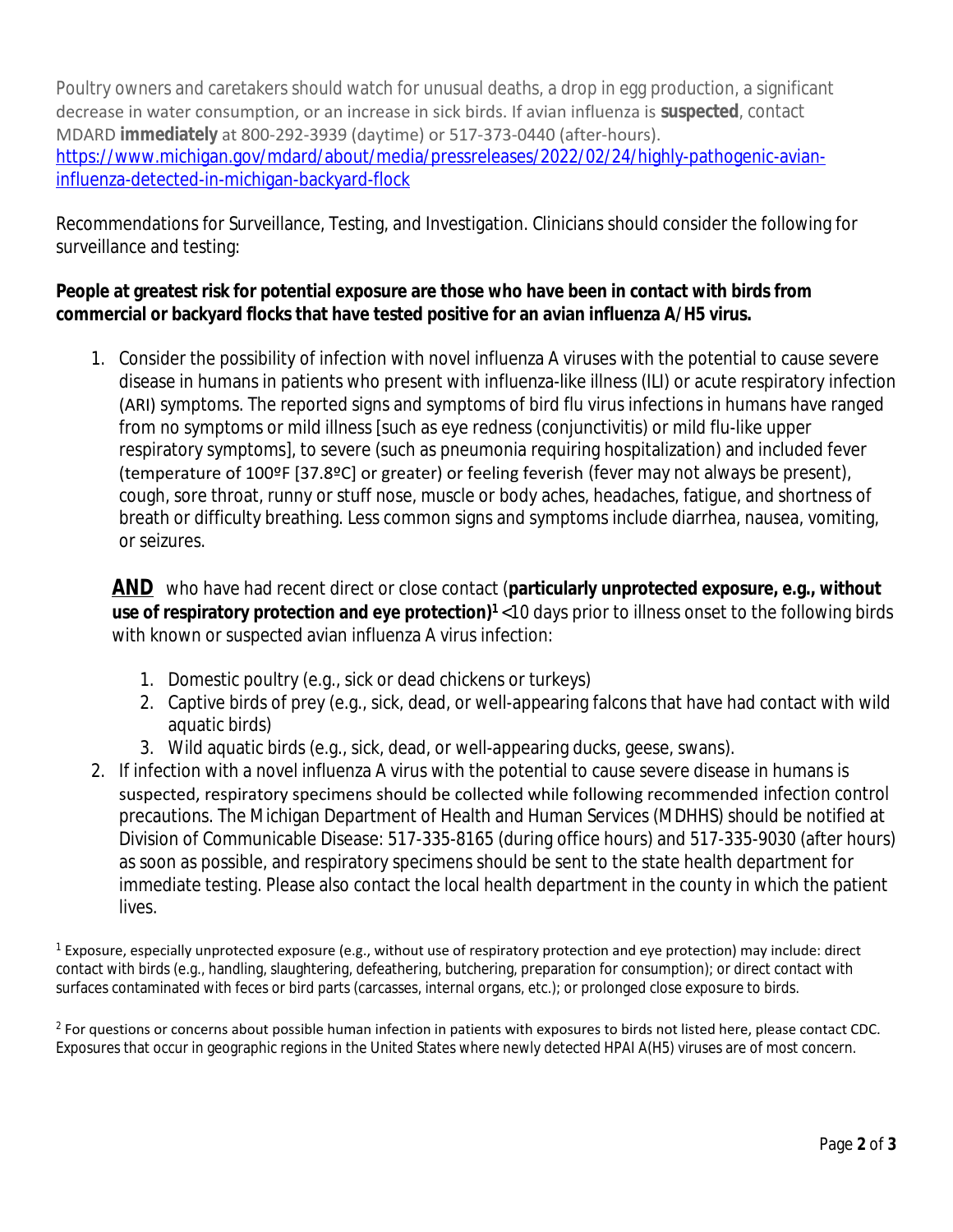Poultry owners and caretakers should watch for unusual deaths, a drop in egg production, a significant decrease in water consumption, or an increase in sick birds. If avian influenza is **suspected**, contact MDARD **immediately** at 800-292-3939 (daytime) or 517-373-0440 (after-hours). [https://www.michigan.gov/mdard/about/media/pressreleases/2022/02/24/highly-pathogenic-avian-influenza-detected-in-michigan-backyard-flock](https://www.michigan.gov/mdard/about/media/pressreleases/2022/02/24/highly-pathogenic-avian-influenza-detected-in-michigan-backyard-flock)

Recommendations for Surveillance, Testing, and Investigation. Clinicians should consider the following for surveillance and testing:

**People at greatest risk for potential exposure are those who have been in contact with birds from commercial or backyard flocks that have tested positive for an avian influenza A/H5 virus.**

1. Consider the possibility of infection with novel influenza A viruses with the potential to cause severe disease in humans in patients who present with influenza-like illness (ILI) or acute respiratory infection (ARI) symptoms. The reported signs and symptoms of bird flu virus infections in humans have ranged from no symptoms or mild illness [such as eye redness (conjunctivitis) or mild flu-like upper respiratory symptoms], to severe (such as pneumonia requiring hospitalization) and included fever (temperature of 100ºF [37.8ºC] or greater) or feeling feverish (fever may not always be present), cough, sore throat, runny or stuff nose, muscle or body aches, headaches, fatigue, and shortness of breath or difficulty breathing. Less common signs and symptoms include diarrhea, nausea, vomiting, or seizures.

   ***AND*** who have had recent direct or close contact (**particularly unprotected exposure, e.g., without use of respiratory protection and eye protection)**[1] <10 days prior to illness onset to the following birds with known or suspected avian influenza A virus infection:

   1. Domestic poultry (e.g., sick or dead chickens or turkeys)
   2. Captive birds of prey (e.g., sick, dead, or well-appearing falcons that have had contact with wild aquatic birds)
   3. Wild aquatic birds (e.g., sick, dead, or well-appearing ducks, geese, swans).

2. If infection with a novel influenza A virus with the potential to cause severe disease in humans is suspected, respiratory specimens should be collected while following recommended infection control precautions. The Michigan Department of Health and Human Services (MDHHS) should be notified at Division of Communicable Disease: 517-335-8165 (during office hours) and 517-335-9030 (after hours) as soon as possible, and respiratory specimens should be sent to the state health department for immediate testing. Please also contact the local health department in the county in which the patient lives.

[1] Exposure, especially unprotected exposure (e.g., without use of respiratory protection and eye protection) may include: direct contact with birds (e.g., handling, slaughtering, defeathering, butchering, preparation for consumption); or direct contact with surfaces contaminated with feces or bird parts (carcasses, internal organs, etc.); or prolonged close exposure to birds.

[2] For questions or concerns about possible human infection in patients with exposures to birds not listed here, please contact CDC. Exposures that occur in geographic regions in the United States where newly detected HPAI A(H5) viruses are of most concern.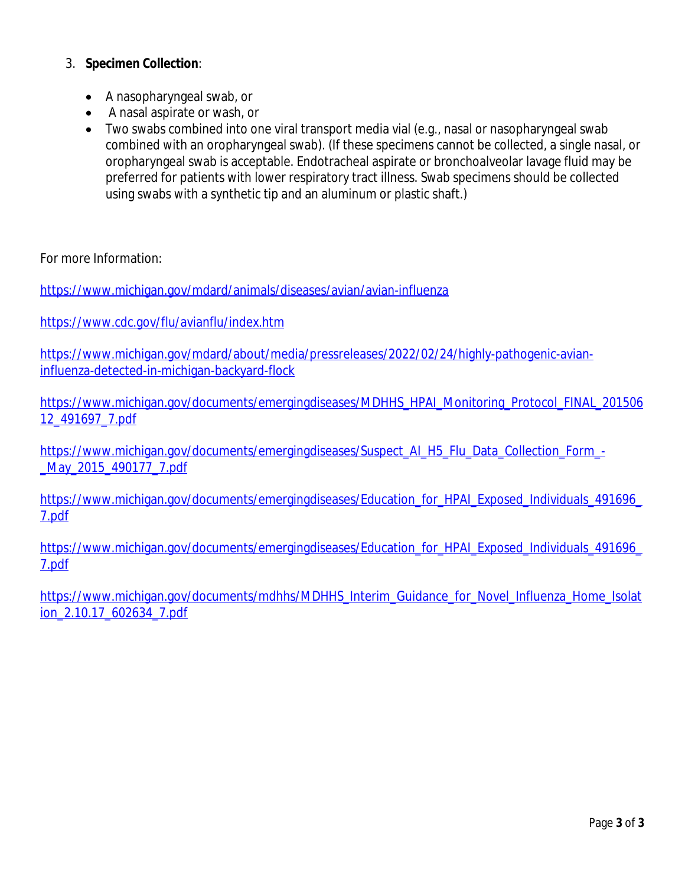3. **Specimen Collection**:

    - A nasopharyngeal swab, or
    - A nasal aspirate or wash, or
    - Two swabs combined into one viral transport media vial (e.g., nasal or nasopharyngeal swab combined with an oropharyngeal swab). (If these specimens cannot be collected, a single nasal, or oropharyngeal swab is acceptable. Endotracheal aspirate or bronchoalveolar lavage fluid may be preferred for patients with lower respiratory tract illness. Swab specimens should be collected using swabs with a synthetic tip and an aluminum or plastic shaft.)

For more Information:

https://www.michigan.gov/mdard/animals/diseases/avian/avian-influenza

https://www.cdc.gov/flu/avianflu/index.htm

https://www.michigan.gov/mdard/about/media/pressreleases/2022/02/24/highly-pathogenic-avian-influenza-detected-in-michigan-backyard-flock

https://www.michigan.gov/documents/emergingdiseases/MDHHS_HPAI_Monitoring_Protocol_FINAL_20150612_491697_7.pdf

https://www.michigan.gov/documents/emergingdiseases/Suspect_AI_H5_Flu_Data_Collection_Form_-_May_2015_490177_7.pdf

https://www.michigan.gov/documents/emergingdiseases/Education_for_HPAI_Exposed_Individuals_491696_7.pdf

https://www.michigan.gov/documents/emergingdiseases/Education_for_HPAI_Exposed_Individuals_491696_7.pdf

https://www.michigan.gov/documents/mdhhs/MDHHS_Interim_Guidance_for_Novel_Influenza_Home_Isolation_2.10.17_602634_7.pdf